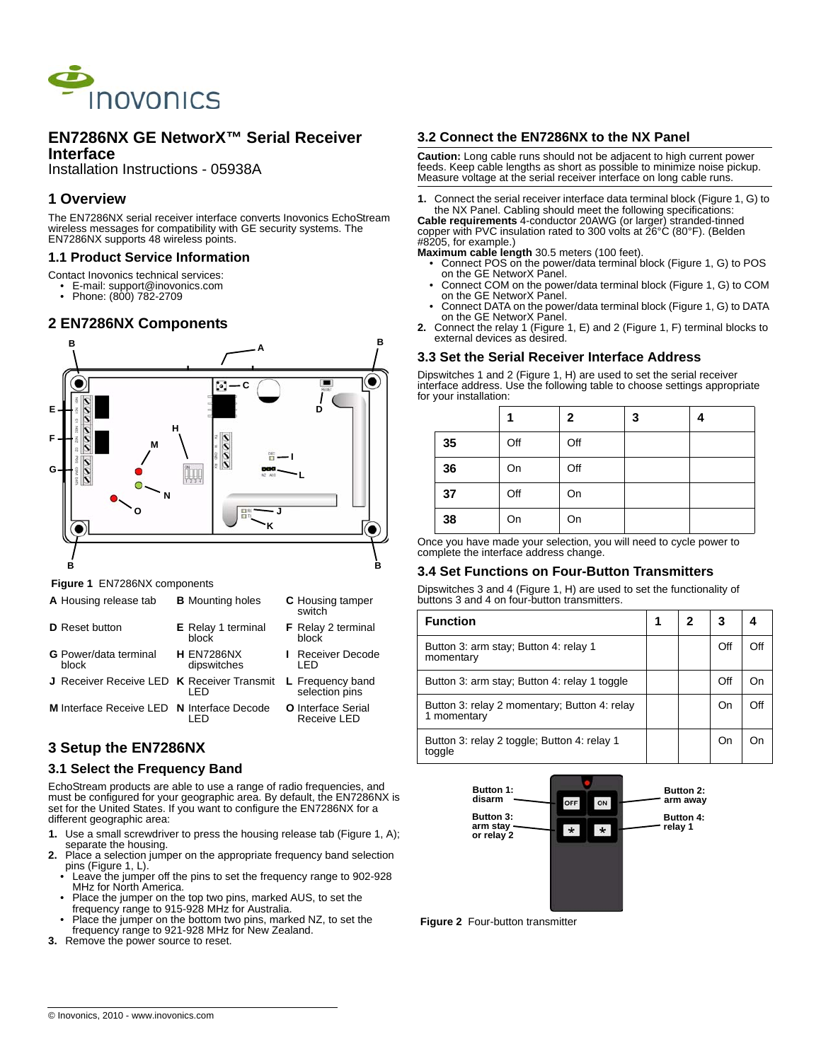# EN7286NX GE NetworX™ Serial Receiver Interface

Installation Instructions - 05938A

## 1 Overview

The EN7286NX serial receiver interface converts Inovonics EchoStream wireless messages for compatibility with GE security systems. The EN7286NX supports 48 wireless points.

### 1.1 Product Service Information

Contact Inovonics technical services:

- E-mail: support@inovonics.com
- Phone: (800) 782-2709

## 2 EN7286NX Components

**Figure 1** EN7286NX components

| | | |
|---|---|---|
| **A** Housing release tab | **B** Mounting holes | **C** Housing tamper switch |
| **D** Reset button | **E** Relay 1 terminal block | **F** Relay 2 terminal block |
| **G** Power/data terminal block | **H** EN7286NX dipswitches | **I** Receiver Decode LED |
| **J** Receiver Receive LED | **K** Receiver Transmit LED | **L** Frequency band selection pins |
| **M** Interface Receive LED | **N** Interface Decode LED | **O** Interface Serial Receive LED |

## 3 Setup the EN7286NX

### 3.1 Select the Frequency Band

EchoStream products are able to use a range of radio frequencies, and must be configured for your geographic area. By default, the EN7286NX is set for the United States. If you want to configure the EN7286NX for a different geographic area:

1. Use a small screwdriver to press the housing release tab (Figure 1, A); separate the housing.
2. Place a selection jumper on the appropriate frequency band selection pins (Figure 1, L).
   - Leave the jumper off the pins to set the frequency range to 902-928 MHz for North America.
   - Place the jumper on the top two pins, marked AUS, to set the frequency range to 915-928 MHz for Australia.
   - Place the jumper on the bottom two pins, marked NZ, to set the frequency range to 921-928 MHz for New Zealand.
3. Remove the power source to reset.

### 3.2 Connect the EN7286NX to the NX Panel

**Caution:** Long cable runs should not be adjacent to high current power feeds. Keep cable lengths as short as possible to minimize noise pickup. Measure voltage at the serial receiver interface on long cable runs.

1. Connect the serial receiver interface data terminal block (Figure 1, G) to the NX Panel. Cabling should meet the following specifications:

**Cable requirements** 4-conductor 20AWG (or larger) stranded-tinned copper with PVC insulation rated to 300 volts at 26°C (80°F). (Belden #8205, for example.)

**Maximum cable length** 30.5 meters (100 feet).

   - Connect POS on the power/data terminal block (Figure 1, G) to POS on the GE NetworX Panel.
   - Connect COM on the power/data terminal block (Figure 1, G) to COM on the GE NetworX Panel.
   - Connect DATA on the power/data terminal block (Figure 1, G) to DATA on the GE NetworX Panel.
2. Connect the relay 1 (Figure 1, E) and 2 (Figure 1, F) terminal blocks to external devices as desired.

### 3.3 Set the Serial Receiver Interface Address

Dipswitches 1 and 2 (Figure 1, H) are used to set the serial receiver interface address. Use the following table to choose settings appropriate for your installation:

| | 1 | 2 | 3 | 4 |
|---|---|---|---|---|
| 35 | Off | Off | | |
| 36 | On | Off | | |
| 37 | Off | On | | |
| 38 | On | On | | |

Once you have made your selection, you will need to cycle power to complete the interface address change.

### 3.4 Set Functions on Four-Button Transmitters

Dipswitches 3 and 4 (Figure 1, H) are used to set the functionality of buttons 3 and 4 on four-button transmitters.

| Function | 1 | 2 | 3 | 4 |
|---|---|---|---|---|
| Button 3: arm stay; Button 4: relay 1 momentary | | | Off | Off |
| Button 3: arm stay; Button 4: relay 1 toggle | | | Off | On |
| Button 3: relay 2 momentary; Button 4: relay 1 momentary | | | On | Off |
| Button 3: relay 2 toggle; Button 4: relay 1 toggle | | | On | On |

Button 1: disarm
Button 2: arm away
Button 3: arm stay or relay 2
Button 4: relay 1

**Figure 2** Four-button transmitter

© Inovonics, 2010 - www.inovonics.com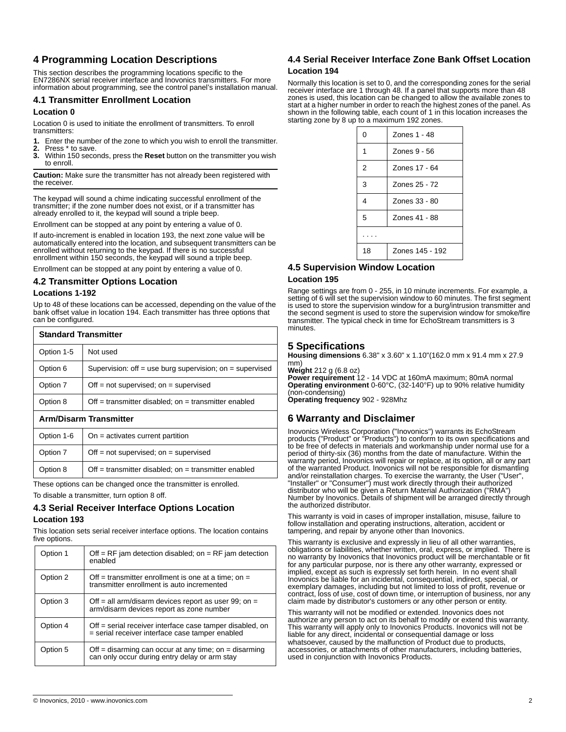# 4 Programming Location Descriptions

This section describes the programming locations specific to the EN7286NX serial receiver interface and Inovonics transmitters. For more information about programming, see the control panel's installation manual.

## 4.1 Transmitter Enrollment Location

### Location 0

Location 0 is used to initiate the enrollment of transmitters. To enroll transmitters:

1. Enter the number of the zone to which you wish to enroll the transmitter.
2. Press * to save.
3. Within 150 seconds, press the **Reset** button on the transmitter you wish to enroll.

**Caution:** Make sure the transmitter has not already been registered with the receiver.

The keypad will sound a chime indicating successful enrollment of the transmitter; if the zone number does not exist, or if a transmitter has already enrolled to it, the keypad will sound a triple beep.

Enrollment can be stopped at any point by entering a value of 0.

If auto-increment is enabled in location 193, the next zone value will be automatically entered into the location, and subsequent transmitters can be enrolled without returning to the keypad. If there is no successful enrollment within 150 seconds, the keypad will sound a triple beep.

Enrollment can be stopped at any point by entering a value of 0.

## 4.2 Transmitter Options Location

### Locations 1-192

Up to 48 of these locations can be accessed, depending on the value of the bank offset value in location 194. Each transmitter has three options that can be configured.

| **Standard Transmitter** | |
|---|---|
| Option 1-5 | Not used |
| Option 6 | Supervision: off = use burg supervision; on = supervised |
| Option 7 | Off = not supervised; on = supervised |
| Option 8 | Off = transmitter disabled; on = transmitter enabled |
| **Arm/Disarm Transmitter** | |
| Option 1-6 | On = activates current partition |
| Option 7 | Off = not supervised; on = supervised |
| Option 8 | Off = transmitter disabled; on = transmitter enabled |

These options can be changed once the transmitter is enrolled.

To disable a transmitter, turn option 8 off.

## 4.3 Serial Receiver Interface Options Location

### Location 193

This location sets serial receiver interface options. The location contains five options.

| | |
|---|---|
| Option 1 | Off = RF jam detection disabled; on = RF jam detection enabled |
| Option 2 | Off = transmitter enrollment is one at a time; on = transmitter enrollment is auto incremented |
| Option 3 | Off = all arm/disarm devices report as user 99; on = arm/disarm devices report as zone number |
| Option 4 | Off = serial receiver interface case tamper disabled, on = serial receiver interface case tamper enabled |
| Option 5 | Off = disarming can occur at any time; on = disarming can only occur during entry delay or arm stay |

## 4.4 Serial Receiver Interface Zone Bank Offset Location

### Location 194

Normally this location is set to 0, and the corresponding zones for the serial receiver interface are 1 through 48. If a panel that supports more than 48 zones is used, this location can be changed to allow the available zones to start at a higher number in order to reach the highest zones of the panel. As shown in the following table, each count of 1 in this location increases the starting zone by 8 up to a maximum 192 zones.

| | |
|---|---|
| 0 | Zones 1 - 48 |
| 1 | Zones 9 - 56 |
| 2 | Zones 17 - 64 |
| 3 | Zones 25 - 72 |
| 4 | Zones 33 - 80 |
| 5 | Zones 41 - 88 |
| . . . . | |
| 18 | Zones 145 - 192 |

## 4.5 Supervision Window Location

### Location 195

Range settings are from 0 - 255, in 10 minute increments. For example, a setting of 6 will set the supervision window to 60 minutes. The first segment is used to store the supervision window for a burg/intrusion transmitter and the second segment is used to store the supervision window for smoke/fire transmitter. The typical check in time for EchoStream transmitters is 3 minutes.

# 5 Specifications

**Housing dimensions** 6.38" x 3.60" x 1.10"(162.0 mm x 91.4 mm x 27.9 mm)
**Weight** 212 g (6.8 oz)
**Power requirement** 12 - 14 VDC at 160mA maximum; 80mA normal
**Operating environment** 0-60°C, (32-140°F) up to 90% relative humidity (non-condensing)
**Operating frequency** 902 - 928Mhz

# 6 Warranty and Disclaimer

Inovonics Wireless Corporation ("Inovonics") warrants its EchoStream products ("Product" or "Products") to conform to its own specifications and to be free of defects in materials and workmanship under normal use for a period of thirty-six (36) months from the date of manufacture. Within the warranty period, Inovonics will repair or replace, at its option, all or any part of the warranted Product. Inovonics will not be responsible for dismantling and/or reinstallation charges. To exercise the warranty, the User ("User", "Installer" or "Consumer") must work directly through their authorized distributor who will be given a Return Material Authorization ("RMA") Number by Inovonics. Details of shipment will be arranged directly through the authorized distributor.

This warranty is void in cases of improper installation, misuse, failure to follow installation and operating instructions, alteration, accident or tampering, and repair by anyone other than Inovonics.

This warranty is exclusive and expressly in lieu of all other warranties, obligations or liabilities, whether written, oral, express, or implied. There is no warranty by Inovonics that Inovonics product will be merchantable or fit for any particular purpose, nor is there any other warranty, expressed or implied, except as such is expressly set forth herein. In no event shall Inovonics be liable for an incidental, consequential, indirect, special, or exemplary damages, including but not limited to loss of profit, revenue or contract, loss of use, cost of down time, or interruption of business, nor any claim made by distributor's customers or any other person or entity.

This warranty will not be modified or extended. Inovonics does not authorize any person to act on its behalf to modify or extend this warranty. This warranty will apply only to Inovonics Products. Inovonics will not be liable for any direct, incidental or consequential damage or loss whatsoever, caused by the malfunction of Product due to products, accessories, or attachments of other manufacturers, including batteries, used in conjunction with Inovonics Products.

© Inovonics, 2010 - www.inovonics.com